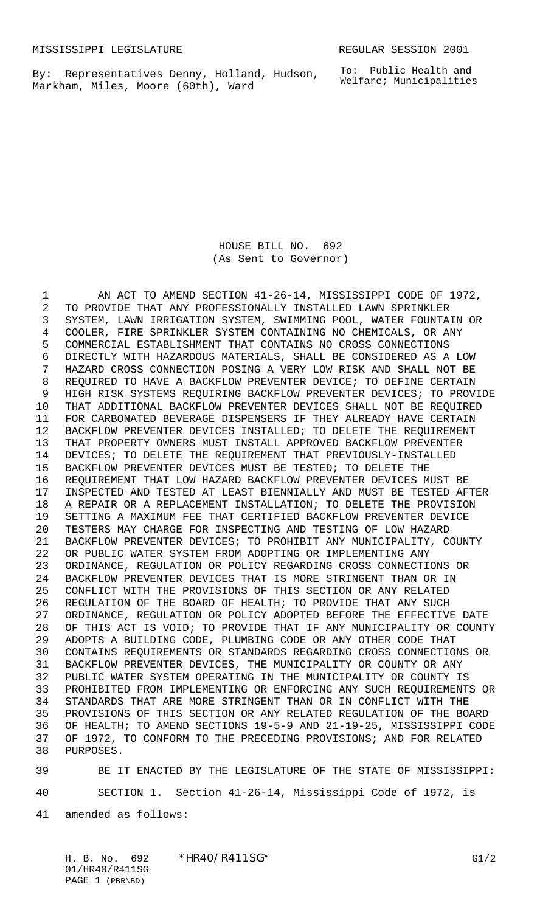MISSISSIPPI LEGISLATURE REGULAR SESSION 2001

By: Representatives Denny, Holland, Hudson, Markham, Miles, Moore (60th), Ward

To: Public Health and Welfare; Municipalities

# HOUSE BILL NO. 692
## (As Sent to Governor)

AN ACT TO AMEND SECTION 41-26-14, MISSISSIPPI CODE OF 1972, TO PROVIDE THAT ANY PROFESSIONALLY INSTALLED LAWN SPRINKLER SYSTEM, LAWN IRRIGATION SYSTEM, SWIMMING POOL, WATER FOUNTAIN OR COOLER, FIRE SPRINKLER SYSTEM CONTAINING NO CHEMICALS, OR ANY COMMERCIAL ESTABLISHMENT THAT CONTAINS NO CROSS CONNECTIONS DIRECTLY WITH HAZARDOUS MATERIALS, SHALL BE CONSIDERED AS A LOW HAZARD CROSS CONNECTION POSING A VERY LOW RISK AND SHALL NOT BE REQUIRED TO HAVE A BACKFLOW PREVENTER DEVICE; TO DEFINE CERTAIN HIGH RISK SYSTEMS REQUIRING BACKFLOW PREVENTER DEVICES; TO PROVIDE THAT ADDITIONAL BACKFLOW PREVENTER DEVICES SHALL NOT BE REQUIRED FOR CARBONATED BEVERAGE DISPENSERS IF THEY ALREADY HAVE CERTAIN BACKFLOW PREVENTER DEVICES INSTALLED; TO DELETE THE REQUIREMENT THAT PROPERTY OWNERS MUST INSTALL APPROVED BACKFLOW PREVENTER DEVICES; TO DELETE THE REQUIREMENT THAT PREVIOUSLY-INSTALLED BACKFLOW PREVENTER DEVICES MUST BE TESTED; TO DELETE THE REQUIREMENT THAT LOW HAZARD BACKFLOW PREVENTER DEVICES MUST BE INSPECTED AND TESTED AT LEAST BIENNIALLY AND MUST BE TESTED AFTER A REPAIR OR A REPLACEMENT INSTALLATION; TO DELETE THE PROVISION SETTING A MAXIMUM FEE THAT CERTIFIED BACKFLOW PREVENTER DEVICE TESTERS MAY CHARGE FOR INSPECTING AND TESTING OF LOW HAZARD BACKFLOW PREVENTER DEVICES; TO PROHIBIT ANY MUNICIPALITY, COUNTY OR PUBLIC WATER SYSTEM FROM ADOPTING OR IMPLEMENTING ANY ORDINANCE, REGULATION OR POLICY REGARDING CROSS CONNECTIONS OR BACKFLOW PREVENTER DEVICES THAT IS MORE STRINGENT THAN OR IN CONFLICT WITH THE PROVISIONS OF THIS SECTION OR ANY RELATED REGULATION OF THE BOARD OF HEALTH; TO PROVIDE THAT ANY SUCH ORDINANCE, REGULATION OR POLICY ADOPTED BEFORE THE EFFECTIVE DATE OF THIS ACT IS VOID; TO PROVIDE THAT IF ANY MUNICIPALITY OR COUNTY ADOPTS A BUILDING CODE, PLUMBING CODE OR ANY OTHER CODE THAT CONTAINS REQUIREMENTS OR STANDARDS REGARDING CROSS CONNECTIONS OR BACKFLOW PREVENTER DEVICES, THE MUNICIPALITY OR COUNTY OR ANY PUBLIC WATER SYSTEM OPERATING IN THE MUNICIPALITY OR COUNTY IS PROHIBITED FROM IMPLEMENTING OR ENFORCING ANY SUCH REQUIREMENTS OR STANDARDS THAT ARE MORE STRINGENT THAN OR IN CONFLICT WITH THE PROVISIONS OF THIS SECTION OR ANY RELATED REGULATION OF THE BOARD OF HEALTH; TO AMEND SECTIONS 19-5-9 AND 21-19-25, MISSISSIPPI CODE OF 1972, TO CONFORM TO THE PRECEDING PROVISIONS; AND FOR RELATED PURPOSES.

BE IT ENACTED BY THE LEGISLATURE OF THE STATE OF MISSISSIPPI:

SECTION 1. Section 41-26-14, Mississippi Code of 1972, is amended as follows: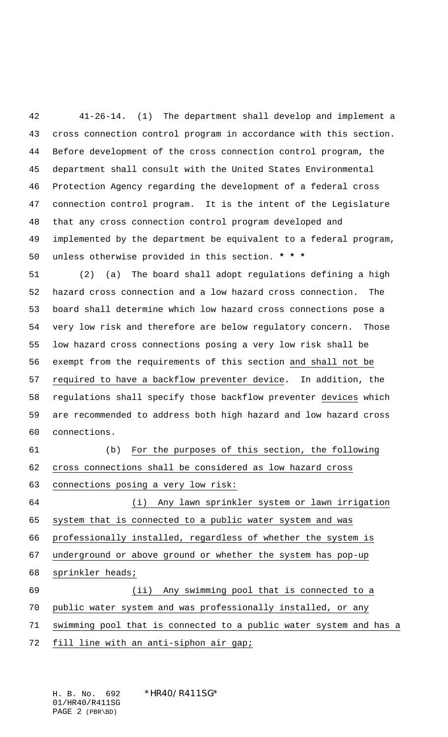41-26-14. (1) The department shall develop and implement a cross connection control program in accordance with this section. Before development of the cross connection control program, the department shall consult with the United States Environmental Protection Agency regarding the development of a federal cross connection control program. It is the intent of the Legislature that any cross connection control program developed and implemented by the department be equivalent to a federal program, unless otherwise provided in this section. *** * ***

(2) (a) The board shall adopt regulations defining a high hazard cross connection and a low hazard cross connection. The board shall determine which low hazard cross connections pose a very low risk and therefore are below regulatory concern. Those low hazard cross connections posing a very low risk shall be exempt from the requirements of this section and shall not be required to have a backflow preventer device. In addition, the regulations shall specify those backflow preventer devices which are recommended to address both high hazard and low hazard cross connections.

(b) For the purposes of this section, the following cross connections shall be considered as low hazard cross connections posing a very low risk:

(i) Any lawn sprinkler system or lawn irrigation system that is connected to a public water system and was professionally installed, regardless of whether the system is underground or above ground or whether the system has pop-up sprinkler heads;

(ii) Any swimming pool that is connected to a public water system and was professionally installed, or any swimming pool that is connected to a public water system and has a fill line with an anti-siphon air gap;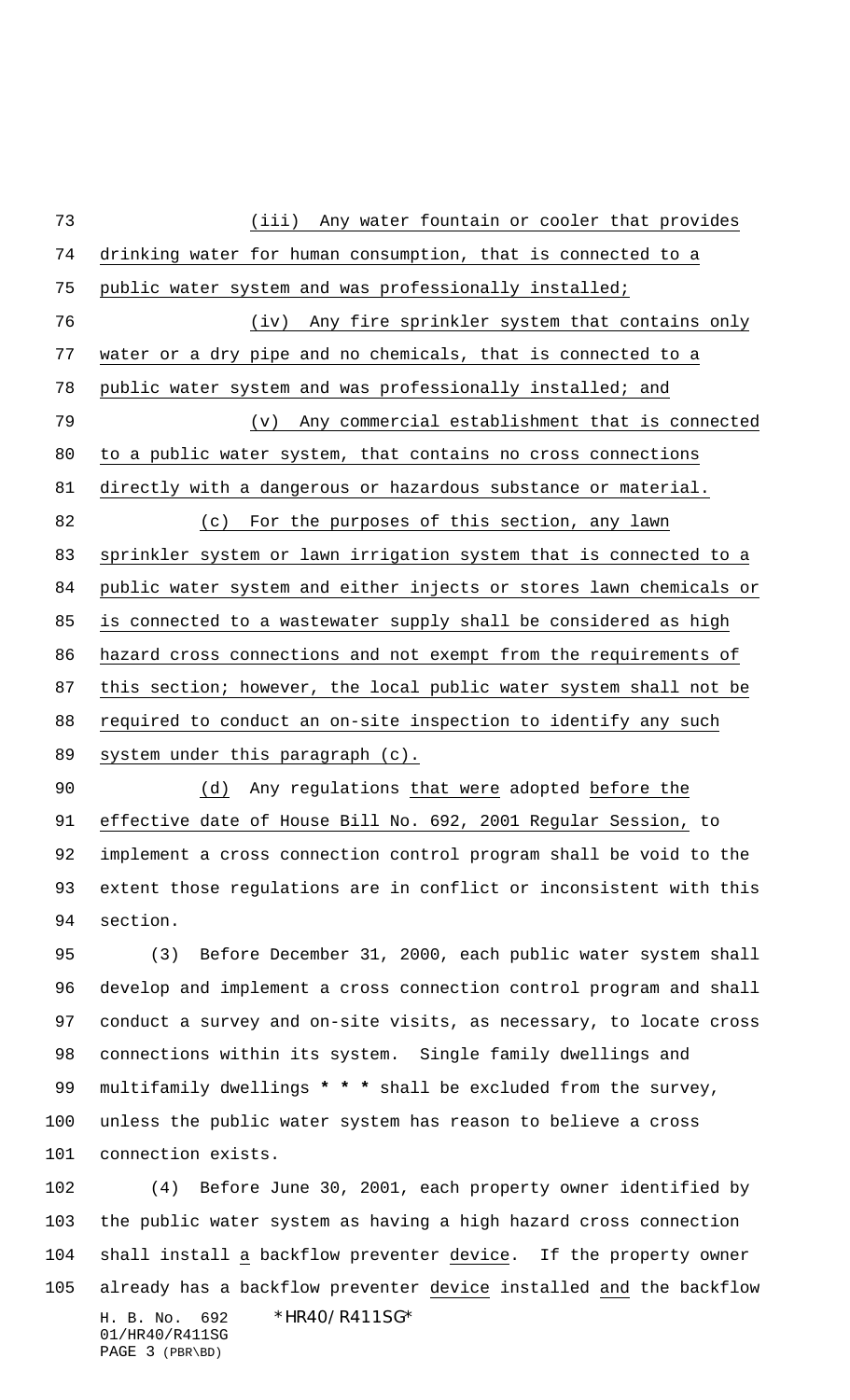(iii) Any water fountain or cooler that provides drinking water for human consumption, that is connected to a public water system and was professionally installed;

(iv) Any fire sprinkler system that contains only water or a dry pipe and no chemicals, that is connected to a public water system and was professionally installed; and

(v) Any commercial establishment that is connected to a public water system, that contains no cross connections directly with a dangerous or hazardous substance or material.

(c) For the purposes of this section, any lawn sprinkler system or lawn irrigation system that is connected to a public water system and either injects or stores lawn chemicals or is connected to a wastewater supply shall be considered as high hazard cross connections and not exempt from the requirements of this section; however, the local public water system shall not be required to conduct an on-site inspection to identify any such system under this paragraph (c).

(d) Any regulations that were adopted before the effective date of House Bill No. 692, 2001 Regular Session, to implement a cross connection control program shall be void to the extent those regulations are in conflict or inconsistent with this section.

(3) Before December 31, 2000, each public water system shall develop and implement a cross connection control program and shall conduct a survey and on-site visits, as necessary, to locate cross connections within its system. Single family dwellings and multifamily dwellings * * * shall be excluded from the survey, unless the public water system has reason to believe a cross connection exists.

(4) Before June 30, 2001, each property owner identified by the public water system as having a high hazard cross connection shall install a backflow preventer device. If the property owner already has a backflow preventer device installed and the backflow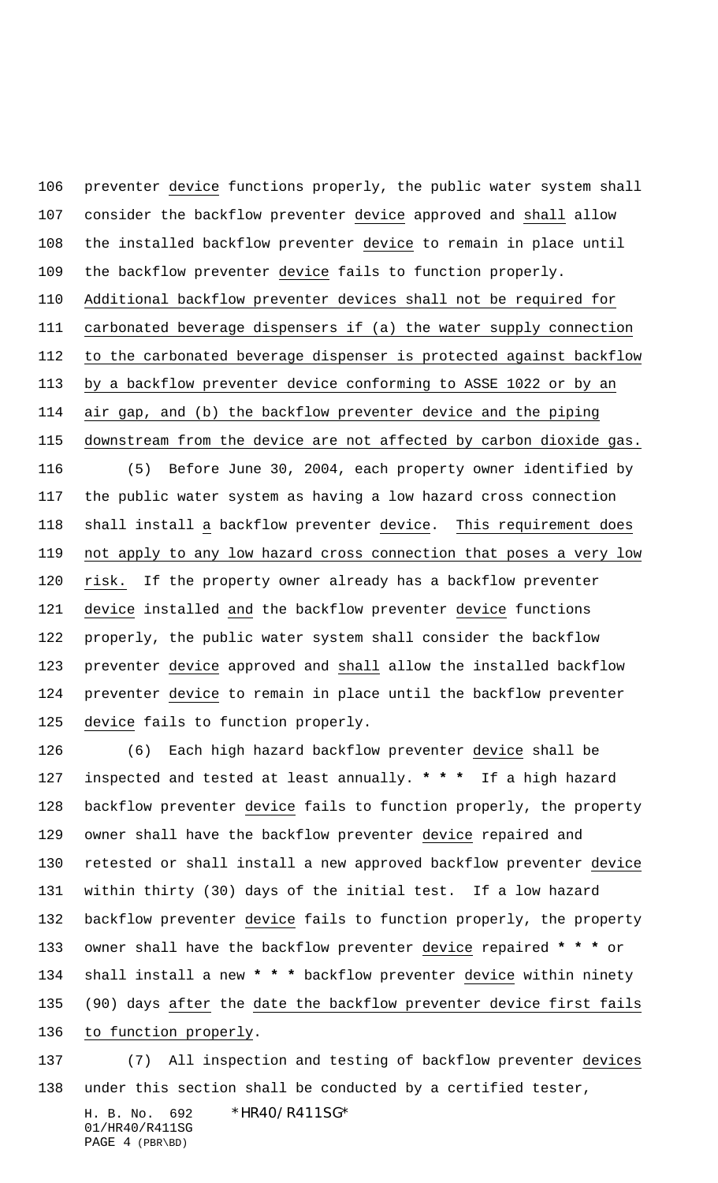preventer device functions properly, the public water system shall consider the backflow preventer device approved and shall allow the installed backflow preventer device to remain in place until the backflow preventer device fails to function properly. Additional backflow preventer devices shall not be required for carbonated beverage dispensers if (a) the water supply connection to the carbonated beverage dispenser is protected against backflow by a backflow preventer device conforming to ASSE 1022 or by an air gap, and (b) the backflow preventer device and the piping downstream from the device are not affected by carbon dioxide gas.

(5) Before June 30, 2004, each property owner identified by the public water system as having a low hazard cross connection shall install a backflow preventer device. This requirement does not apply to any low hazard cross connection that poses a very low risk. If the property owner already has a backflow preventer device installed and the backflow preventer device functions properly, the public water system shall consider the backflow preventer device approved and shall allow the installed backflow preventer device to remain in place until the backflow preventer device fails to function properly.

(6) Each high hazard backflow preventer device shall be inspected and tested at least annually. **\* \* \*** If a high hazard backflow preventer device fails to function properly, the property owner shall have the backflow preventer device repaired and retested or shall install a new approved backflow preventer device within thirty (30) days of the initial test. If a low hazard backflow preventer device fails to function properly, the property owner shall have the backflow preventer device repaired **\* \* \*** or shall install a new **\* \* \*** backflow preventer device within ninety (90) days after the date the backflow preventer device first fails to function properly.

(7) All inspection and testing of backflow preventer devices under this section shall be conducted by a certified tester,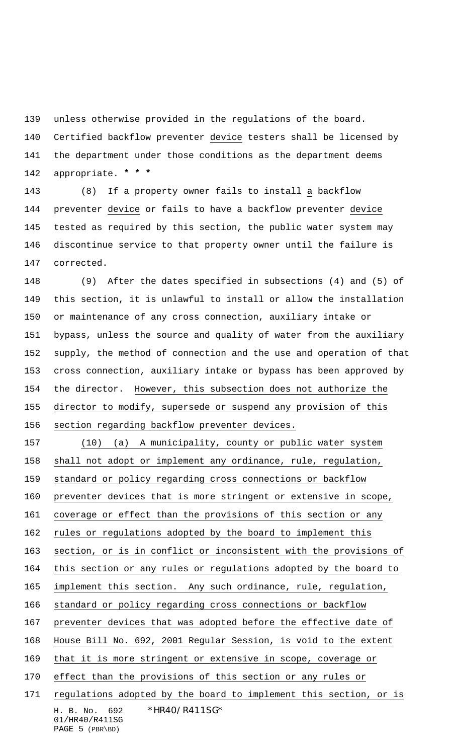unless otherwise provided in the regulations of the board. Certified backflow preventer device testers shall be licensed by the department under those conditions as the department deems appropriate. *** 

(8) If a property owner fails to install a backflow preventer device or fails to have a backflow preventer device tested as required by this section, the public water system may discontinue service to that property owner until the failure is corrected.

(9) After the dates specified in subsections (4) and (5) of this section, it is unlawful to install or allow the installation or maintenance of any cross connection, auxiliary intake or bypass, unless the source and quality of water from the auxiliary supply, the method of connection and the use and operation of that cross connection, auxiliary intake or bypass has been approved by the director. However, this subsection does not authorize the director to modify, supersede or suspend any provision of this section regarding backflow preventer devices.

(10) (a) A municipality, county or public water system shall not adopt or implement any ordinance, rule, regulation, standard or policy regarding cross connections or backflow preventer devices that is more stringent or extensive in scope, coverage or effect than the provisions of this section or any rules or regulations adopted by the board to implement this section, or is in conflict or inconsistent with the provisions of this section or any rules or regulations adopted by the board to implement this section. Any such ordinance, rule, regulation, standard or policy regarding cross connections or backflow preventer devices that was adopted before the effective date of House Bill No. 692, 2001 Regular Session, is void to the extent that it is more stringent or extensive in scope, coverage or effect than the provisions of this section or any rules or regulations adopted by the board to implement this section, or is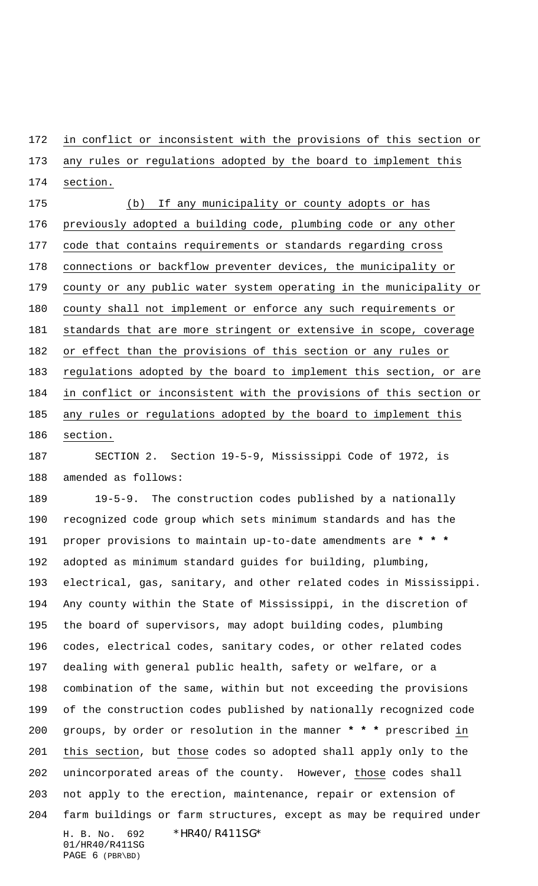in conflict or inconsistent with the provisions of this section or any rules or regulations adopted by the board to implement this section.

(b) If any municipality or county adopts or has previously adopted a building code, plumbing code or any other code that contains requirements or standards regarding cross connections or backflow preventer devices, the municipality or county or any public water system operating in the municipality or county shall not implement or enforce any such requirements or standards that are more stringent or extensive in scope, coverage or effect than the provisions of this section or any rules or regulations adopted by the board to implement this section, or are in conflict or inconsistent with the provisions of this section or any rules or regulations adopted by the board to implement this section.

SECTION 2. Section 19-5-9, Mississippi Code of 1972, is amended as follows:

19-5-9. The construction codes published by a nationally recognized code group which sets minimum standards and has the proper provisions to maintain up-to-date amendments are **\* \* \*** adopted as minimum standard guides for building, plumbing, electrical, gas, sanitary, and other related codes in Mississippi. Any county within the State of Mississippi, in the discretion of the board of supervisors, may adopt building codes, plumbing codes, electrical codes, sanitary codes, or other related codes dealing with general public health, safety or welfare, or a combination of the same, within but not exceeding the provisions of the construction codes published by nationally recognized code groups, by order or resolution in the manner **\* \* \*** prescribed in this section, but those codes so adopted shall apply only to the unincorporated areas of the county. However, those codes shall not apply to the erection, maintenance, repair or extension of farm buildings or farm structures, except as may be required under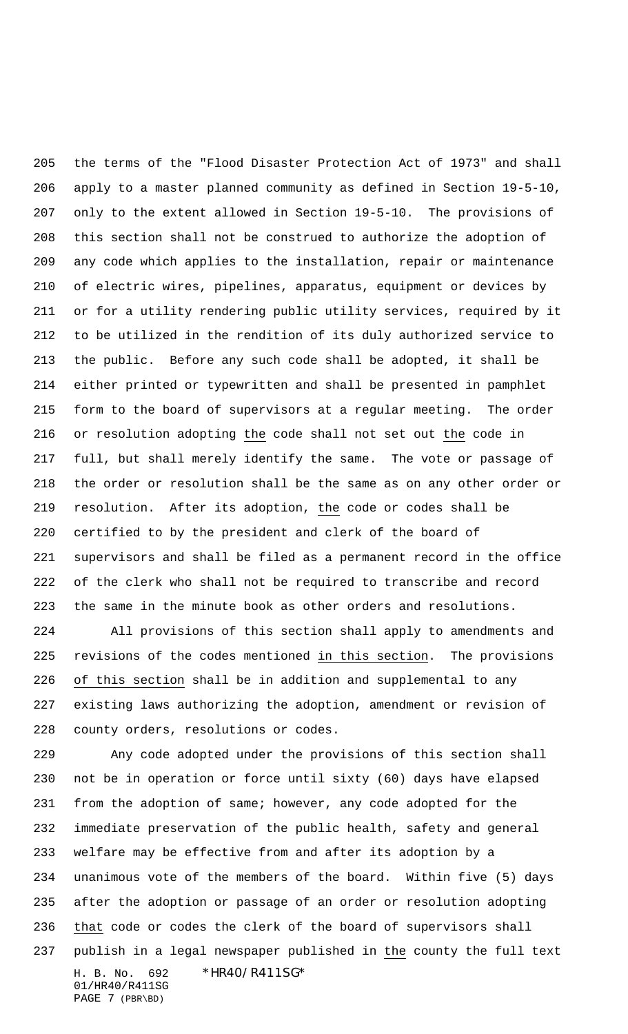the terms of the "Flood Disaster Protection Act of 1973" and shall apply to a master planned community as defined in Section 19-5-10, only to the extent allowed in Section 19-5-10. The provisions of this section shall not be construed to authorize the adoption of any code which applies to the installation, repair or maintenance of electric wires, pipelines, apparatus, equipment or devices by or for a utility rendering public utility services, required by it to be utilized in the rendition of its duly authorized service to the public. Before any such code shall be adopted, it shall be either printed or typewritten and shall be presented in pamphlet form to the board of supervisors at a regular meeting. The order or resolution adopting the code shall not set out the code in full, but shall merely identify the same. The vote or passage of the order or resolution shall be the same as on any other order or resolution. After its adoption, the code or codes shall be certified to by the president and clerk of the board of supervisors and shall be filed as a permanent record in the office of the clerk who shall not be required to transcribe and record the same in the minute book as other orders and resolutions.

All provisions of this section shall apply to amendments and revisions of the codes mentioned in this section. The provisions of this section shall be in addition and supplemental to any existing laws authorizing the adoption, amendment or revision of county orders, resolutions or codes.

Any code adopted under the provisions of this section shall not be in operation or force until sixty (60) days have elapsed from the adoption of same; however, any code adopted for the immediate preservation of the public health, safety and general welfare may be effective from and after its adoption by a unanimous vote of the members of the board. Within five (5) days after the adoption or passage of an order or resolution adopting that code or codes the clerk of the board of supervisors shall publish in a legal newspaper published in the county the full text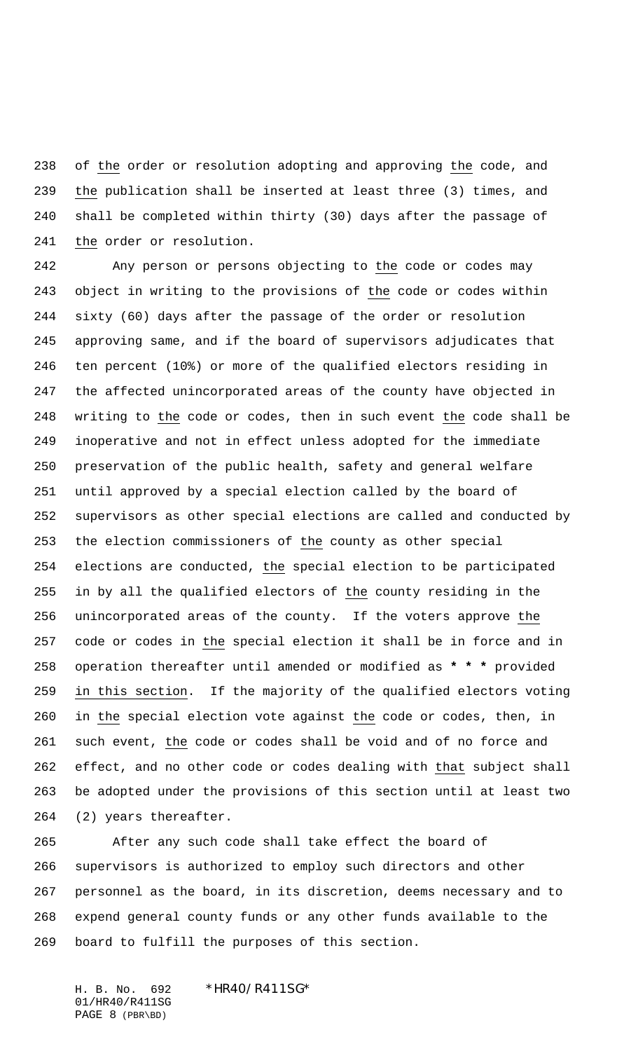of the order or resolution adopting and approving the code, and the publication shall be inserted at least three (3) times, and shall be completed within thirty (30) days after the passage of the order or resolution.

Any person or persons objecting to the code or codes may object in writing to the provisions of the code or codes within sixty (60) days after the passage of the order or resolution approving same, and if the board of supervisors adjudicates that ten percent (10%) or more of the qualified electors residing in the affected unincorporated areas of the county have objected in writing to the code or codes, then in such event the code shall be inoperative and not in effect unless adopted for the immediate preservation of the public health, safety and general welfare until approved by a special election called by the board of supervisors as other special elections are called and conducted by the election commissioners of the county as other special elections are conducted, the special election to be participated in by all the qualified electors of the county residing in the unincorporated areas of the county. If the voters approve the code or codes in the special election it shall be in force and in operation thereafter until amended or modified as * * * provided in this section. If the majority of the qualified electors voting in the special election vote against the code or codes, then, in such event, the code or codes shall be void and of no force and effect, and no other code or codes dealing with that subject shall be adopted under the provisions of this section until at least two (2) years thereafter.

After any such code shall take effect the board of supervisors is authorized to employ such directors and other personnel as the board, in its discretion, deems necessary and to expend general county funds or any other funds available to the board to fulfill the purposes of this section.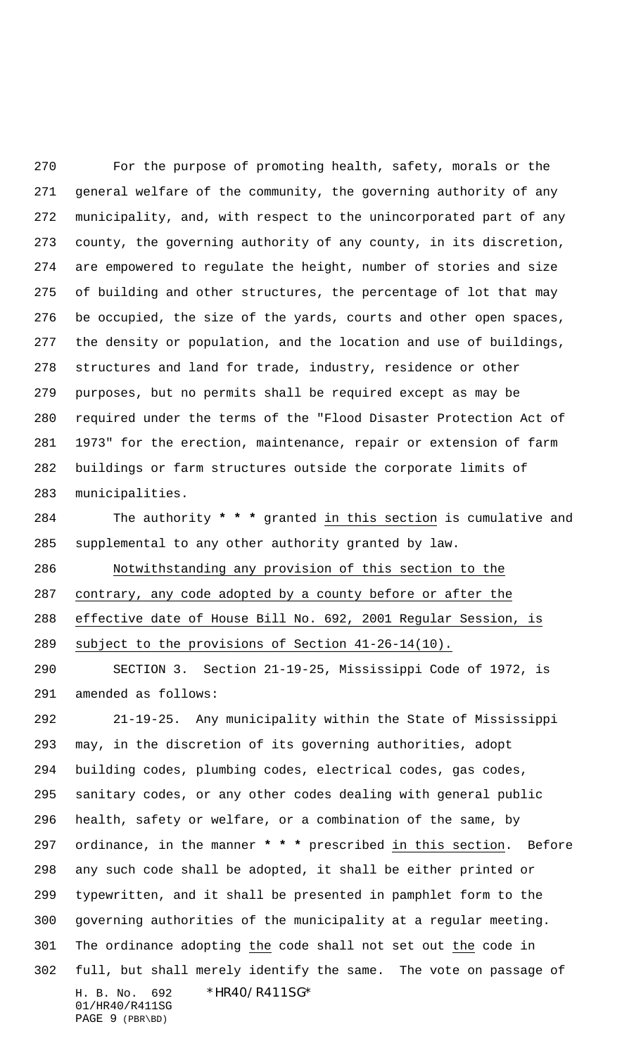For the purpose of promoting health, safety, morals or the general welfare of the community, the governing authority of any municipality, and, with respect to the unincorporated part of any county, the governing authority of any county, in its discretion, are empowered to regulate the height, number of stories and size of building and other structures, the percentage of lot that may be occupied, the size of the yards, courts and other open spaces, the density or population, and the location and use of buildings, structures and land for trade, industry, residence or other purposes, but no permits shall be required except as may be required under the terms of the "Flood Disaster Protection Act of 1973" for the erection, maintenance, repair or extension of farm buildings or farm structures outside the corporate limits of municipalities.

The authority *** granted <u>in this section</u> is cumulative and supplemental to any other authority granted by law.

<u>Notwithstanding any provision of this section to the contrary, any code adopted by a county before or after the effective date of House Bill No. 692, 2001 Regular Session, is subject to the provisions of Section 41-26-14(10).</u>

SECTION 3. Section 21-19-25, Mississippi Code of 1972, is amended as follows:

21-19-25. Any municipality within the State of Mississippi may, in the discretion of its governing authorities, adopt building codes, plumbing codes, electrical codes, gas codes, sanitary codes, or any other codes dealing with general public health, safety or welfare, or a combination of the same, by ordinance, in the manner *** prescribed <u>in this section</u>. Before any such code shall be adopted, it shall be either printed or typewritten, and it shall be presented in pamphlet form to the governing authorities of the municipality at a regular meeting. The ordinance adopting <u>the</u> code shall not set out <u>the</u> code in full, but shall merely identify the same. The vote on passage of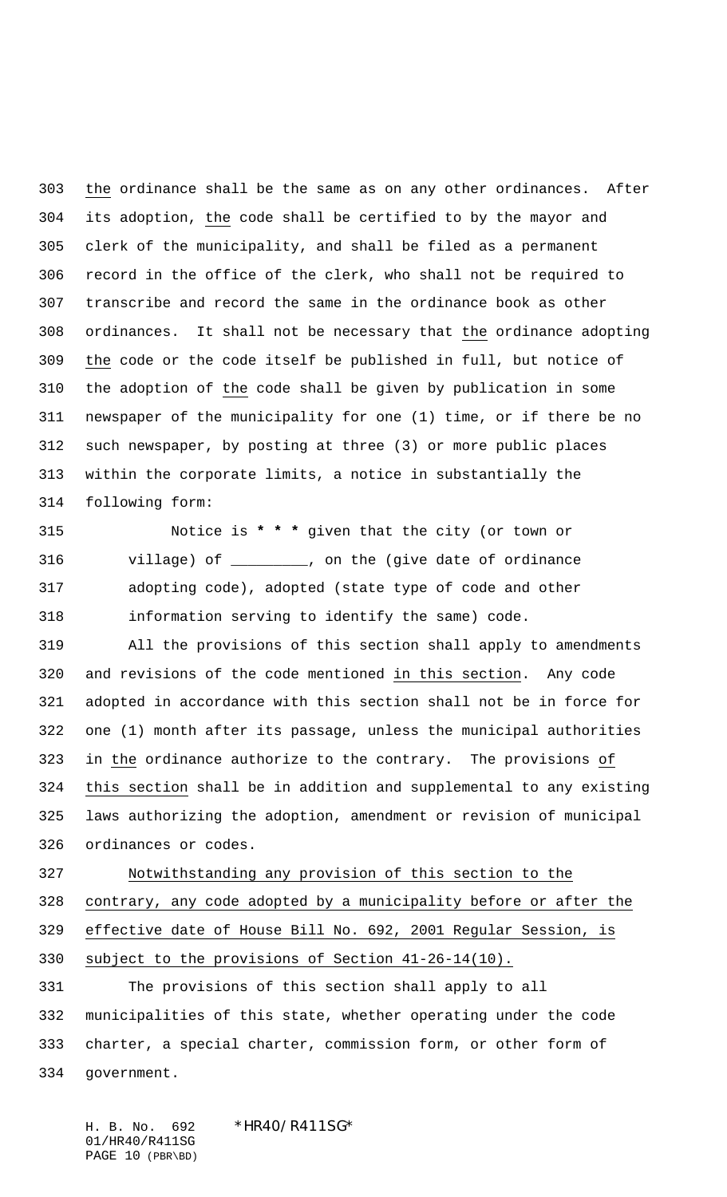the ordinance shall be the same as on any other ordinances. After its adoption, the code shall be certified to by the mayor and clerk of the municipality, and shall be filed as a permanent record in the office of the clerk, who shall not be required to transcribe and record the same in the ordinance book as other ordinances. It shall not be necessary that the ordinance adopting the code or the code itself be published in full, but notice of the adoption of the code shall be given by publication in some newspaper of the municipality for one (1) time, or if there be no such newspaper, by posting at three (3) or more public places within the corporate limits, a notice in substantially the following form:

> Notice is **\* \* \*** given that the city (or town or village) of _________, on the (give date of ordinance adopting code), adopted (state type of code and other information serving to identify the same) code.

All the provisions of this section shall apply to amendments and revisions of the code mentioned in this section. Any code adopted in accordance with this section shall not be in force for one (1) month after its passage, unless the municipal authorities in the ordinance authorize to the contrary. The provisions of this section shall be in addition and supplemental to any existing laws authorizing the adoption, amendment or revision of municipal ordinances or codes.

Notwithstanding any provision of this section to the contrary, any code adopted by a municipality before or after the effective date of House Bill No. 692, 2001 Regular Session, is subject to the provisions of Section 41-26-14(10).

The provisions of this section shall apply to all municipalities of this state, whether operating under the code charter, a special charter, commission form, or other form of government.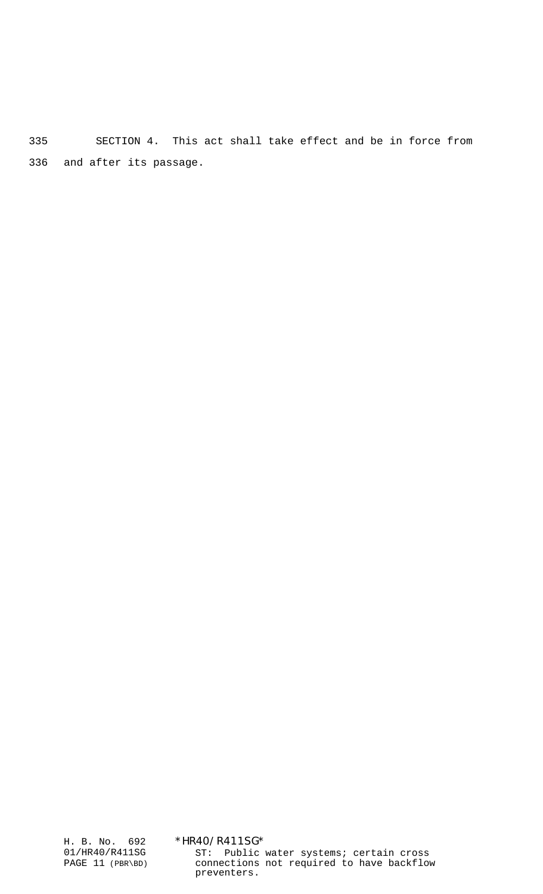SECTION 4. This act shall take effect and be in force from and after its passage.